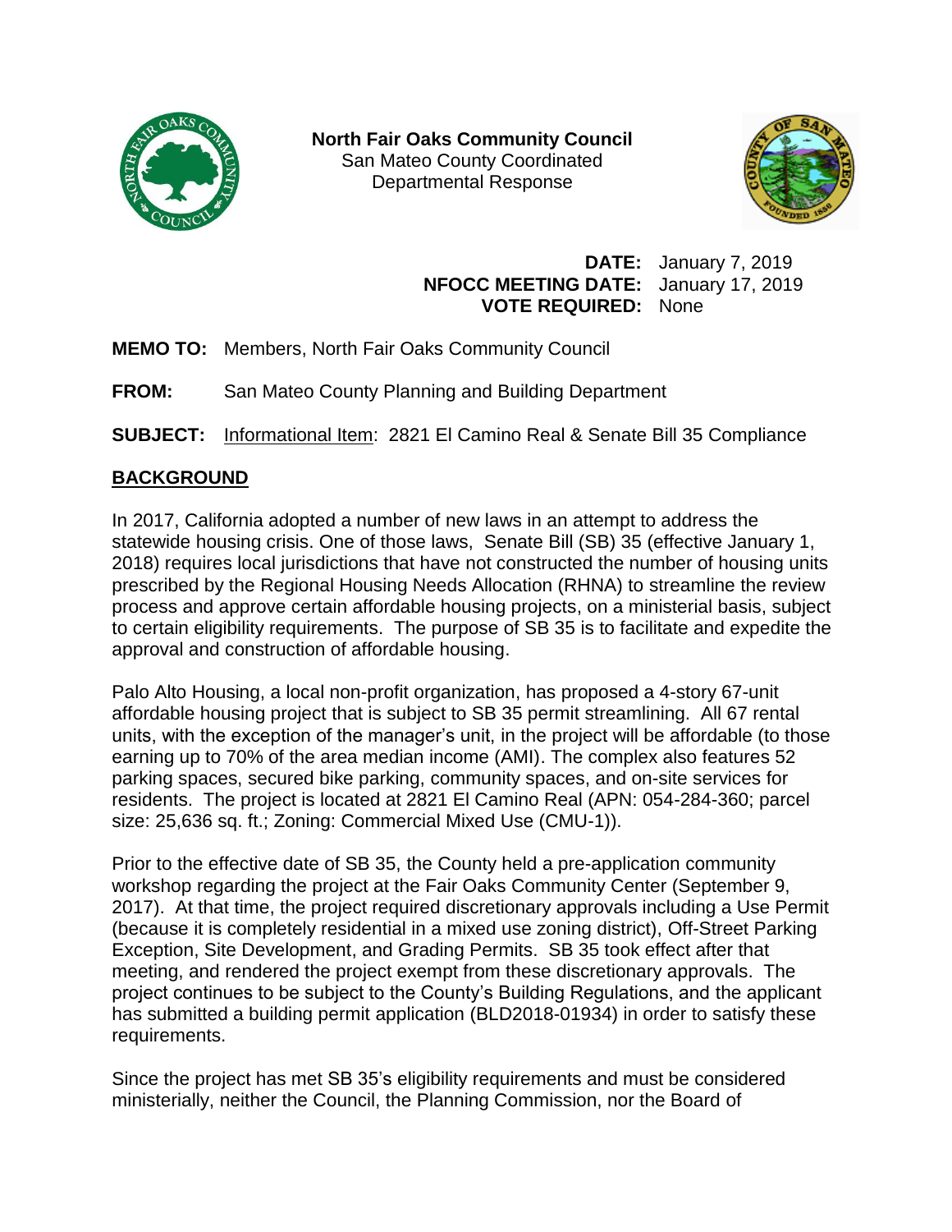**North Fair Oaks Community Council**
San Mateo County Coordinated
Departmental Response

**DATE:** January 7, 2019
**NFOCC MEETING DATE:** January 17, 2019
**VOTE REQUIRED:** None

**MEMO TO:** Members, North Fair Oaks Community Council

**FROM:** San Mateo County Planning and Building Department

**SUBJECT:** Informational Item: 2821 El Camino Real & Senate Bill 35 Compliance

## BACKGROUND

In 2017, California adopted a number of new laws in an attempt to address the statewide housing crisis. One of those laws, Senate Bill (SB) 35 (effective January 1, 2018) requires local jurisdictions that have not constructed the number of housing units prescribed by the Regional Housing Needs Allocation (RHNA) to streamline the review process and approve certain affordable housing projects, on a ministerial basis, subject to certain eligibility requirements. The purpose of SB 35 is to facilitate and expedite the approval and construction of affordable housing.

Palo Alto Housing, a local non-profit organization, has proposed a 4-story 67-unit affordable housing project that is subject to SB 35 permit streamlining. All 67 rental units, with the exception of the manager's unit, in the project will be affordable (to those earning up to 70% of the area median income (AMI). The complex also features 52 parking spaces, secured bike parking, community spaces, and on-site services for residents. The project is located at 2821 El Camino Real (APN: 054-284-360; parcel size: 25,636 sq. ft.; Zoning: Commercial Mixed Use (CMU-1)).

Prior to the effective date of SB 35, the County held a pre-application community workshop regarding the project at the Fair Oaks Community Center (September 9, 2017). At that time, the project required discretionary approvals including a Use Permit (because it is completely residential in a mixed use zoning district), Off-Street Parking Exception, Site Development, and Grading Permits. SB 35 took effect after that meeting, and rendered the project exempt from these discretionary approvals. The project continues to be subject to the County's Building Regulations, and the applicant has submitted a building permit application (BLD2018-01934) in order to satisfy these requirements.

Since the project has met SB 35's eligibility requirements and must be considered ministerially, neither the Council, the Planning Commission, nor the Board of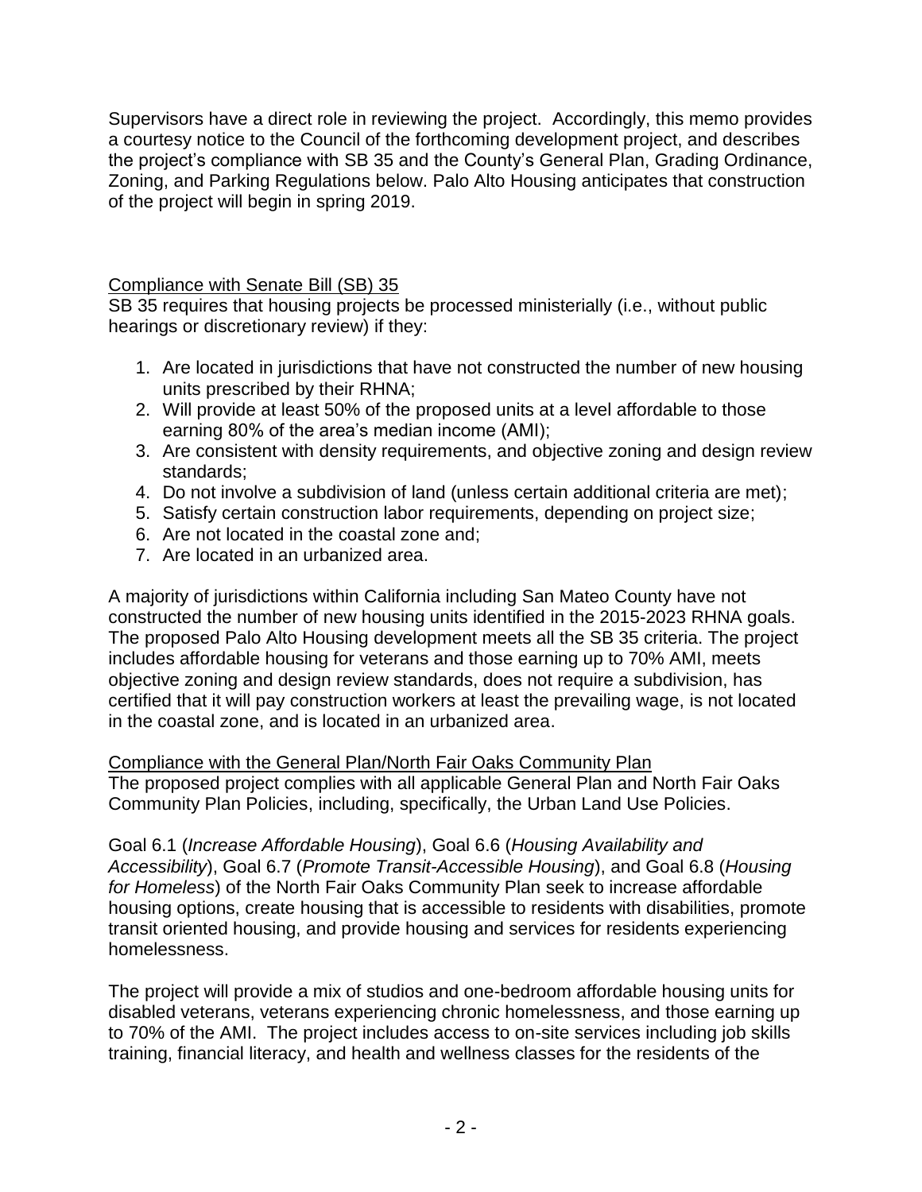Supervisors have a direct role in reviewing the project. Accordingly, this memo provides a courtesy notice to the Council of the forthcoming development project, and describes the project's compliance with SB 35 and the County's General Plan, Grading Ordinance, Zoning, and Parking Regulations below. Palo Alto Housing anticipates that construction of the project will begin in spring 2019.

## Compliance with Senate Bill (SB) 35

SB 35 requires that housing projects be processed ministerially (i.e., without public hearings or discretionary review) if they:

1. Are located in jurisdictions that have not constructed the number of new housing units prescribed by their RHNA;
2. Will provide at least 50% of the proposed units at a level affordable to those earning 80% of the area's median income (AMI);
3. Are consistent with density requirements, and objective zoning and design review standards;
4. Do not involve a subdivision of land (unless certain additional criteria are met);
5. Satisfy certain construction labor requirements, depending on project size;
6. Are not located in the coastal zone and;
7. Are located in an urbanized area.

A majority of jurisdictions within California including San Mateo County have not constructed the number of new housing units identified in the 2015-2023 RHNA goals. The proposed Palo Alto Housing development meets all the SB 35 criteria. The project includes affordable housing for veterans and those earning up to 70% AMI, meets objective zoning and design review standards, does not require a subdivision, has certified that it will pay construction workers at least the prevailing wage, is not located in the coastal zone, and is located in an urbanized area.

## Compliance with the General Plan/North Fair Oaks Community Plan

The proposed project complies with all applicable General Plan and North Fair Oaks Community Plan Policies, including, specifically, the Urban Land Use Policies.

Goal 6.1 (*Increase Affordable Housing*), Goal 6.6 (*Housing Availability and Accessibility*), Goal 6.7 (*Promote Transit-Accessible Housing*), and Goal 6.8 (*Housing for Homeless*) of the North Fair Oaks Community Plan seek to increase affordable housing options, create housing that is accessible to residents with disabilities, promote transit oriented housing, and provide housing and services for residents experiencing homelessness.

The project will provide a mix of studios and one-bedroom affordable housing units for disabled veterans, veterans experiencing chronic homelessness, and those earning up to 70% of the AMI. The project includes access to on-site services including job skills training, financial literacy, and health and wellness classes for the residents of the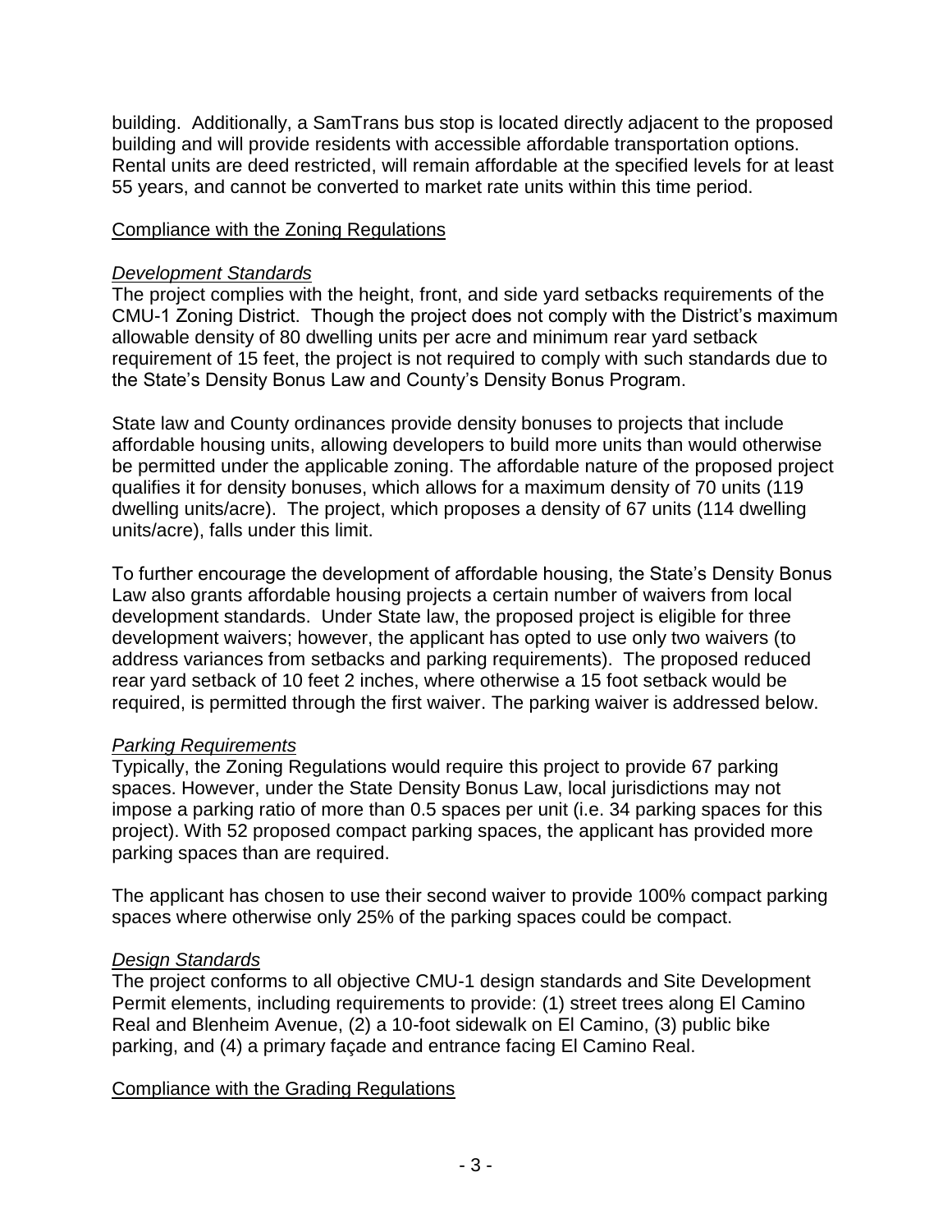building. Additionally, a SamTrans bus stop is located directly adjacent to the proposed building and will provide residents with accessible affordable transportation options. Rental units are deed restricted, will remain affordable at the specified levels for at least 55 years, and cannot be converted to market rate units within this time period.

## Compliance with the Zoning Regulations

### *Development Standards*

The project complies with the height, front, and side yard setbacks requirements of the CMU-1 Zoning District. Though the project does not comply with the District's maximum allowable density of 80 dwelling units per acre and minimum rear yard setback requirement of 15 feet, the project is not required to comply with such standards due to the State's Density Bonus Law and County's Density Bonus Program.

State law and County ordinances provide density bonuses to projects that include affordable housing units, allowing developers to build more units than would otherwise be permitted under the applicable zoning. The affordable nature of the proposed project qualifies it for density bonuses, which allows for a maximum density of 70 units (119 dwelling units/acre). The project, which proposes a density of 67 units (114 dwelling units/acre), falls under this limit.

To further encourage the development of affordable housing, the State's Density Bonus Law also grants affordable housing projects a certain number of waivers from local development standards. Under State law, the proposed project is eligible for three development waivers; however, the applicant has opted to use only two waivers (to address variances from setbacks and parking requirements). The proposed reduced rear yard setback of 10 feet 2 inches, where otherwise a 15 foot setback would be required, is permitted through the first waiver. The parking waiver is addressed below.

### *Parking Requirements*

Typically, the Zoning Regulations would require this project to provide 67 parking spaces. However, under the State Density Bonus Law, local jurisdictions may not impose a parking ratio of more than 0.5 spaces per unit (i.e. 34 parking spaces for this project). With 52 proposed compact parking spaces, the applicant has provided more parking spaces than are required.

The applicant has chosen to use their second waiver to provide 100% compact parking spaces where otherwise only 25% of the parking spaces could be compact.

### *Design Standards*

The project conforms to all objective CMU-1 design standards and Site Development Permit elements, including requirements to provide: (1) street trees along El Camino Real and Blenheim Avenue, (2) a 10-foot sidewalk on El Camino, (3) public bike parking, and (4) a primary façade and entrance facing El Camino Real.

## Compliance with the Grading Regulations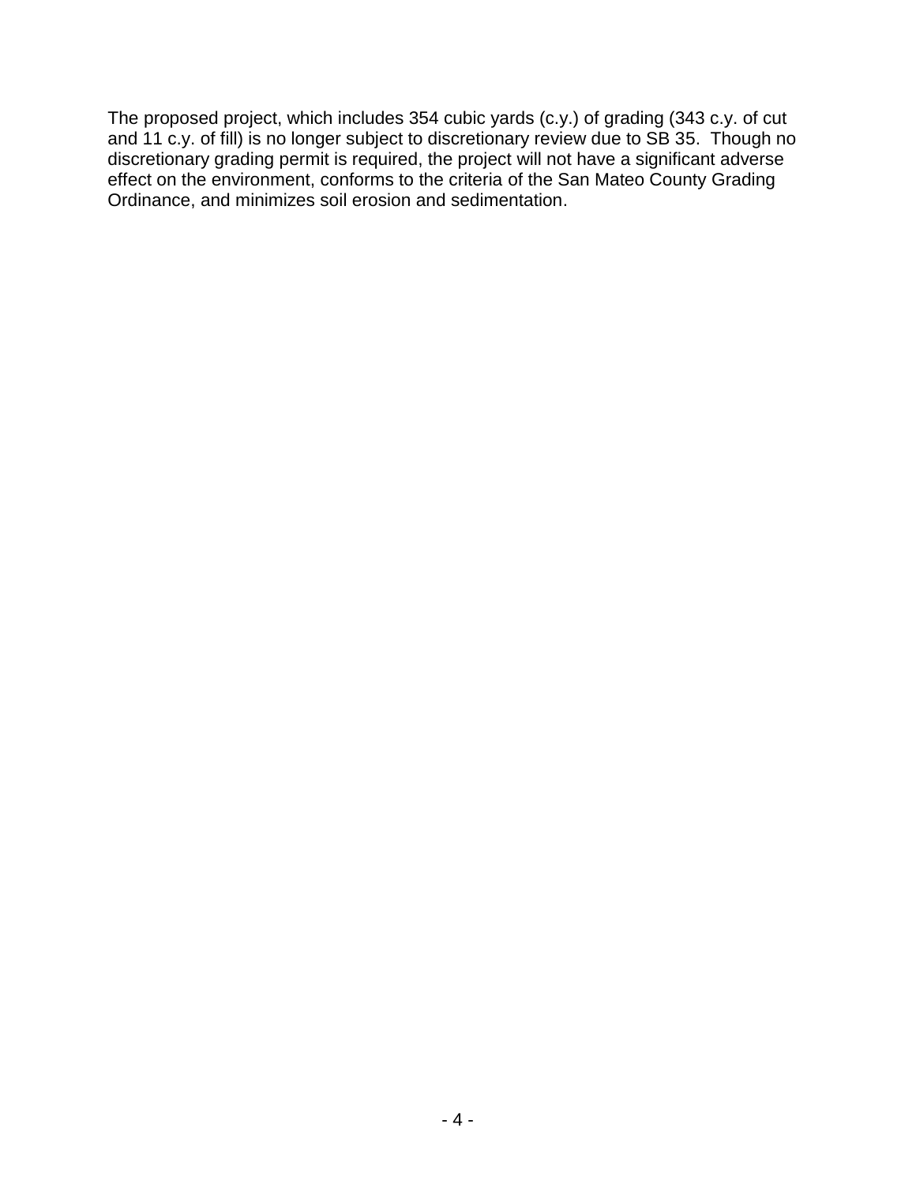The proposed project, which includes 354 cubic yards (c.y.) of grading (343 c.y. of cut and 11 c.y. of fill) is no longer subject to discretionary review due to SB 35. Though no discretionary grading permit is required, the project will not have a significant adverse effect on the environment, conforms to the criteria of the San Mateo County Grading Ordinance, and minimizes soil erosion and sedimentation.